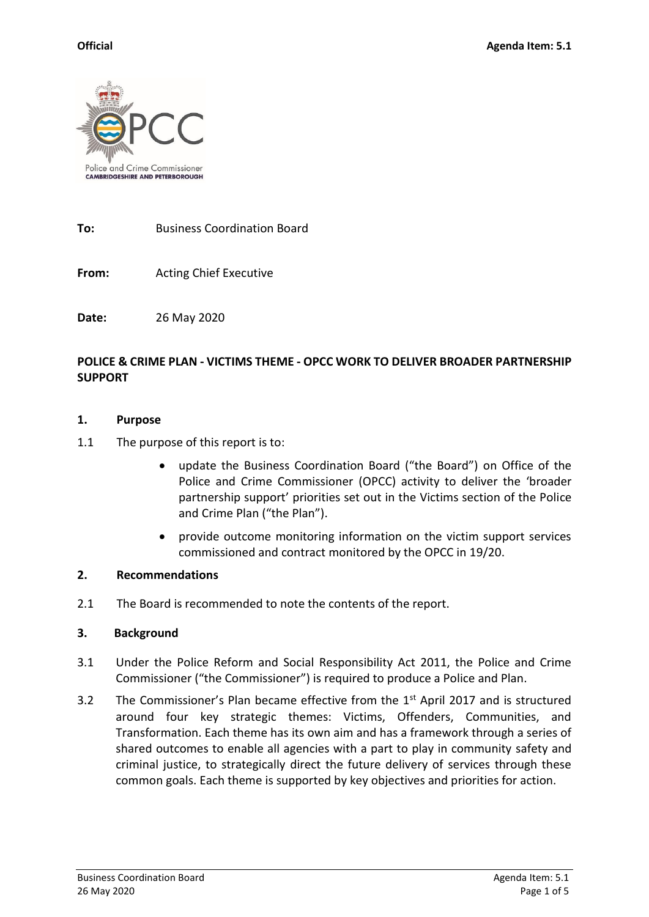**Official** **Agenda Item: 5.1**

Police and Crime Commissioner
CAMBRIDGESHIRE AND PETERBOROUGH

**To:** Business Coordination Board

**From:** Acting Chief Executive

**Date:** 26 May 2020

**POLICE & CRIME PLAN - VICTIMS THEME - OPCC WORK TO DELIVER BROADER PARTNERSHIP SUPPORT**

## 1. Purpose

1.1 The purpose of this report is to:

- update the Business Coordination Board ("the Board") on Office of the Police and Crime Commissioner (OPCC) activity to deliver the 'broader partnership support' priorities set out in the Victims section of the Police and Crime Plan ("the Plan").
- provide outcome monitoring information on the victim support services commissioned and contract monitored by the OPCC in 19/20.

## 2. Recommendations

2.1 The Board is recommended to note the contents of the report.

## 3. Background

3.1 Under the Police Reform and Social Responsibility Act 2011, the Police and Crime Commissioner ("the Commissioner") is required to produce a Police and Plan.

3.2 The Commissioner's Plan became effective from the 1st April 2017 and is structured around four key strategic themes: Victims, Offenders, Communities, and Transformation. Each theme has its own aim and has a framework through a series of shared outcomes to enable all agencies with a part to play in community safety and criminal justice, to strategically direct the future delivery of services through these common goals. Each theme is supported by key objectives and priorities for action.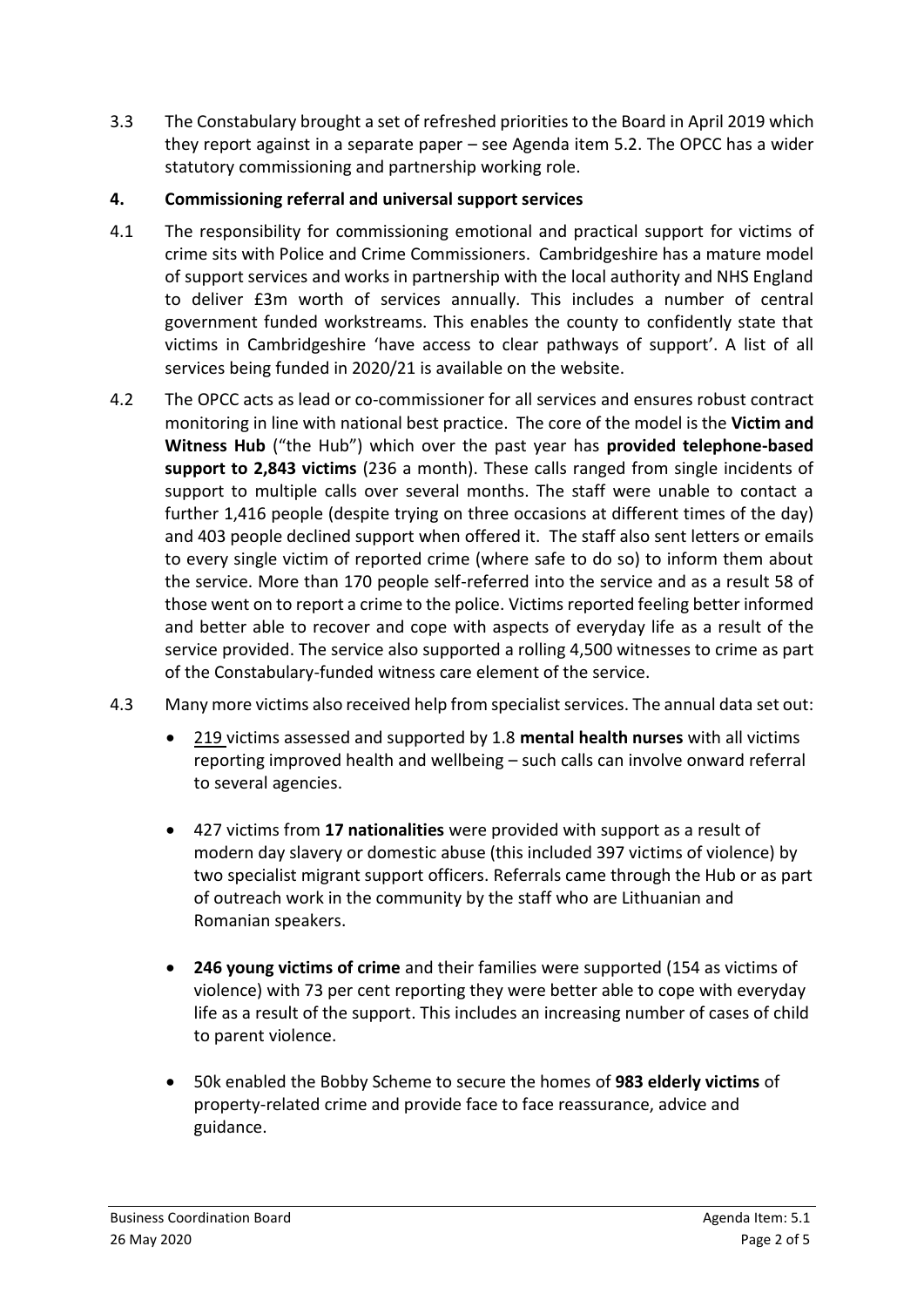3.3 The Constabulary brought a set of refreshed priorities to the Board in April 2019 which they report against in a separate paper – see Agenda item 5.2. The OPCC has a wider statutory commissioning and partnership working role.

## 4. Commissioning referral and universal support services

4.1 The responsibility for commissioning emotional and practical support for victims of crime sits with Police and Crime Commissioners. Cambridgeshire has a mature model of support services and works in partnership with the local authority and NHS England to deliver £3m worth of services annually. This includes a number of central government funded workstreams. This enables the county to confidently state that victims in Cambridgeshire 'have access to clear pathways of support'. A list of all services being funded in 2020/21 is available on the website.

4.2 The OPCC acts as lead or co-commissioner for all services and ensures robust contract monitoring in line with national best practice. The core of the model is the **Victim and Witness Hub** ("the Hub") which over the past year has **provided telephone-based support to 2,843 victims** (236 a month). These calls ranged from single incidents of support to multiple calls over several months. The staff were unable to contact a further 1,416 people (despite trying on three occasions at different times of the day) and 403 people declined support when offered it. The staff also sent letters or emails to every single victim of reported crime (where safe to do so) to inform them about the service. More than 170 people self-referred into the service and as a result 58 of those went on to report a crime to the police. Victims reported feeling better informed and better able to recover and cope with aspects of everyday life as a result of the service provided. The service also supported a rolling 4,500 witnesses to crime as part of the Constabulary-funded witness care element of the service.

4.3 Many more victims also received help from specialist services. The annual data set out:

- 219 victims assessed and supported by 1.8 **mental health nurses** with all victims reporting improved health and wellbeing – such calls can involve onward referral to several agencies.

- 427 victims from **17 nationalities** were provided with support as a result of modern day slavery or domestic abuse (this included 397 victims of violence) by two specialist migrant support officers. Referrals came through the Hub or as part of outreach work in the community by the staff who are Lithuanian and Romanian speakers.

- **246 young victims of crime** and their families were supported (154 as victims of violence) with 73 per cent reporting they were better able to cope with everyday life as a result of the support. This includes an increasing number of cases of child to parent violence.

- 50k enabled the Bobby Scheme to secure the homes of **983 elderly victims** of property-related crime and provide face to face reassurance, advice and guidance.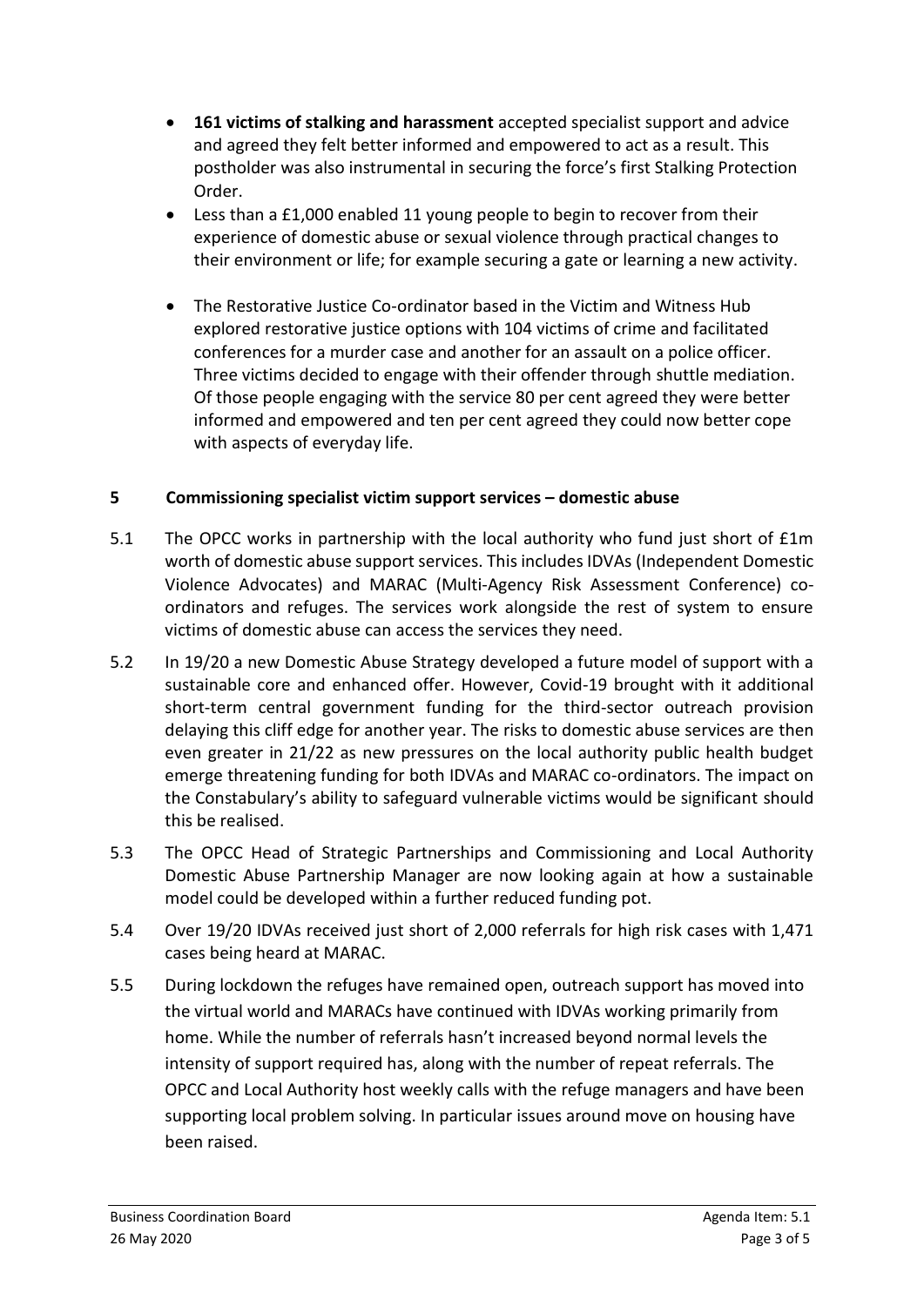- **161 victims of stalking and harassment** accepted specialist support and advice and agreed they felt better informed and empowered to act as a result. This postholder was also instrumental in securing the force's first Stalking Protection Order.
- Less than a £1,000 enabled 11 young people to begin to recover from their experience of domestic abuse or sexual violence through practical changes to their environment or life; for example securing a gate or learning a new activity.
- The Restorative Justice Co-ordinator based in the Victim and Witness Hub explored restorative justice options with 104 victims of crime and facilitated conferences for a murder case and another for an assault on a police officer. Three victims decided to engage with their offender through shuttle mediation. Of those people engaging with the service 80 per cent agreed they were better informed and empowered and ten per cent agreed they could now better cope with aspects of everyday life.

## 5 Commissioning specialist victim support services – domestic abuse

5.1 The OPCC works in partnership with the local authority who fund just short of £1m worth of domestic abuse support services. This includes IDVAs (Independent Domestic Violence Advocates) and MARAC (Multi-Agency Risk Assessment Conference) co-ordinators and refuges. The services work alongside the rest of system to ensure victims of domestic abuse can access the services they need.

5.2 In 19/20 a new Domestic Abuse Strategy developed a future model of support with a sustainable core and enhanced offer. However, Covid-19 brought with it additional short-term central government funding for the third-sector outreach provision delaying this cliff edge for another year. The risks to domestic abuse services are then even greater in 21/22 as new pressures on the local authority public health budget emerge threatening funding for both IDVAs and MARAC co-ordinators. The impact on the Constabulary's ability to safeguard vulnerable victims would be significant should this be realised.

5.3 The OPCC Head of Strategic Partnerships and Commissioning and Local Authority Domestic Abuse Partnership Manager are now looking again at how a sustainable model could be developed within a further reduced funding pot.

5.4 Over 19/20 IDVAs received just short of 2,000 referrals for high risk cases with 1,471 cases being heard at MARAC.

5.5 During lockdown the refuges have remained open, outreach support has moved into the virtual world and MARACs have continued with IDVAs working primarily from home. While the number of referrals hasn't increased beyond normal levels the intensity of support required has, along with the number of repeat referrals. The OPCC and Local Authority host weekly calls with the refuge managers and have been supporting local problem solving. In particular issues around move on housing have been raised.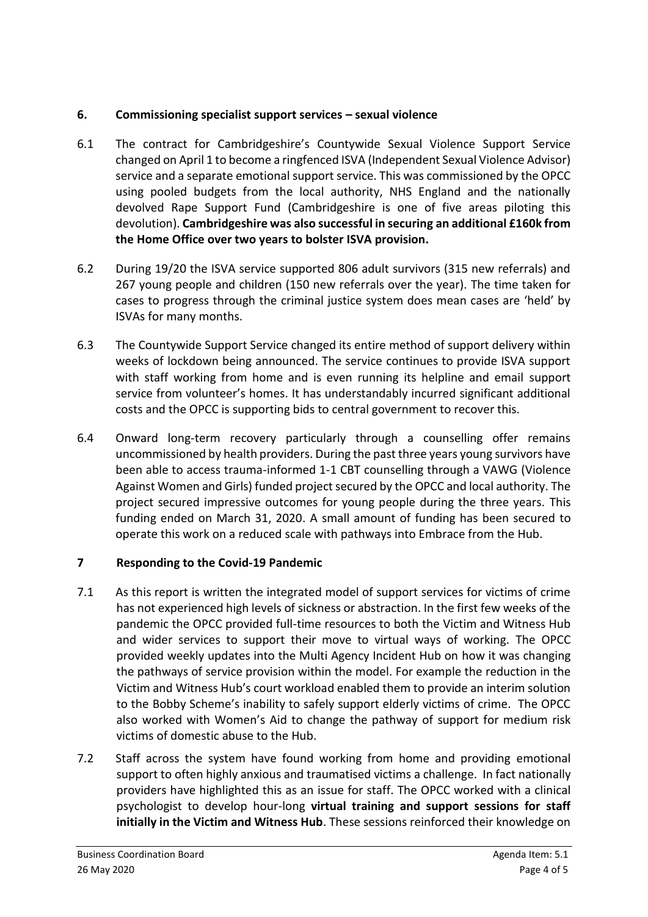## 6. Commissioning specialist support services – sexual violence

6.1 The contract for Cambridgeshire's Countywide Sexual Violence Support Service changed on April 1 to become a ringfenced ISVA (Independent Sexual Violence Advisor) service and a separate emotional support service. This was commissioned by the OPCC using pooled budgets from the local authority, NHS England and the nationally devolved Rape Support Fund (Cambridgeshire is one of five areas piloting this devolution). **Cambridgeshire was also successful in securing an additional £160k from the Home Office over two years to bolster ISVA provision.**

6.2 During 19/20 the ISVA service supported 806 adult survivors (315 new referrals) and 267 young people and children (150 new referrals over the year). The time taken for cases to progress through the criminal justice system does mean cases are 'held' by ISVAs for many months.

6.3 The Countywide Support Service changed its entire method of support delivery within weeks of lockdown being announced. The service continues to provide ISVA support with staff working from home and is even running its helpline and email support service from volunteer's homes. It has understandably incurred significant additional costs and the OPCC is supporting bids to central government to recover this.

6.4 Onward long-term recovery particularly through a counselling offer remains uncommissioned by health providers. During the past three years young survivors have been able to access trauma-informed 1-1 CBT counselling through a VAWG (Violence Against Women and Girls) funded project secured by the OPCC and local authority. The project secured impressive outcomes for young people during the three years. This funding ended on March 31, 2020. A small amount of funding has been secured to operate this work on a reduced scale with pathways into Embrace from the Hub.

## 7 Responding to the Covid-19 Pandemic

7.1 As this report is written the integrated model of support services for victims of crime has not experienced high levels of sickness or abstraction. In the first few weeks of the pandemic the OPCC provided full-time resources to both the Victim and Witness Hub and wider services to support their move to virtual ways of working. The OPCC provided weekly updates into the Multi Agency Incident Hub on how it was changing the pathways of service provision within the model. For example the reduction in the Victim and Witness Hub's court workload enabled them to provide an interim solution to the Bobby Scheme's inability to safely support elderly victims of crime. The OPCC also worked with Women's Aid to change the pathway of support for medium risk victims of domestic abuse to the Hub.

7.2 Staff across the system have found working from home and providing emotional support to often highly anxious and traumatised victims a challenge. In fact nationally providers have highlighted this as an issue for staff. The OPCC worked with a clinical psychologist to develop hour-long **virtual training and support sessions for staff initially in the Victim and Witness Hub**. These sessions reinforced their knowledge on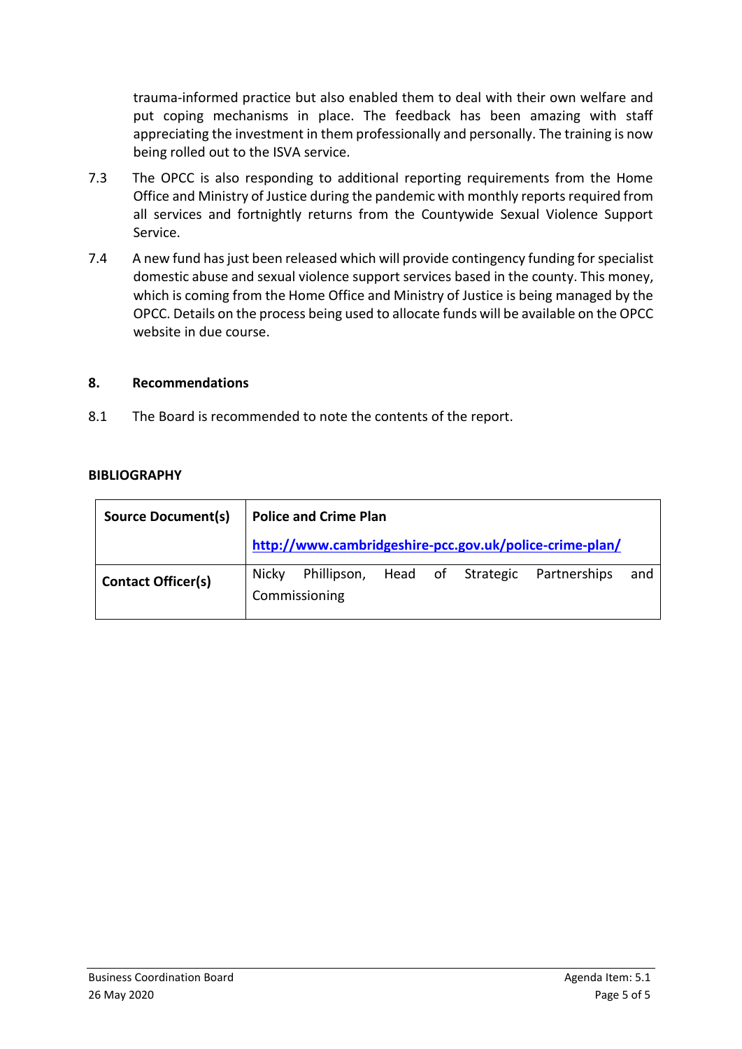trauma-informed practice but also enabled them to deal with their own welfare and put coping mechanisms in place. The feedback has been amazing with staff appreciating the investment in them professionally and personally. The training is now being rolled out to the ISVA service.

7.3 The OPCC is also responding to additional reporting requirements from the Home Office and Ministry of Justice during the pandemic with monthly reports required from all services and fortnightly returns from the Countywide Sexual Violence Support Service.

7.4 A new fund has just been released which will provide contingency funding for specialist domestic abuse and sexual violence support services based in the county. This money, which is coming from the Home Office and Ministry of Justice is being managed by the OPCC. Details on the process being used to allocate funds will be available on the OPCC website in due course.

## 8. Recommendations

8.1 The Board is recommended to note the contents of the report.

**BIBLIOGRAPHY**

| | |
|---|---|
| **Source Document(s)** | **Police and Crime Plan**<br>**http://www.cambridgeshire-pcc.gov.uk/police-crime-plan/** |
| **Contact Officer(s)** | Nicky Phillipson, Head of Strategic Partnerships and Commissioning |